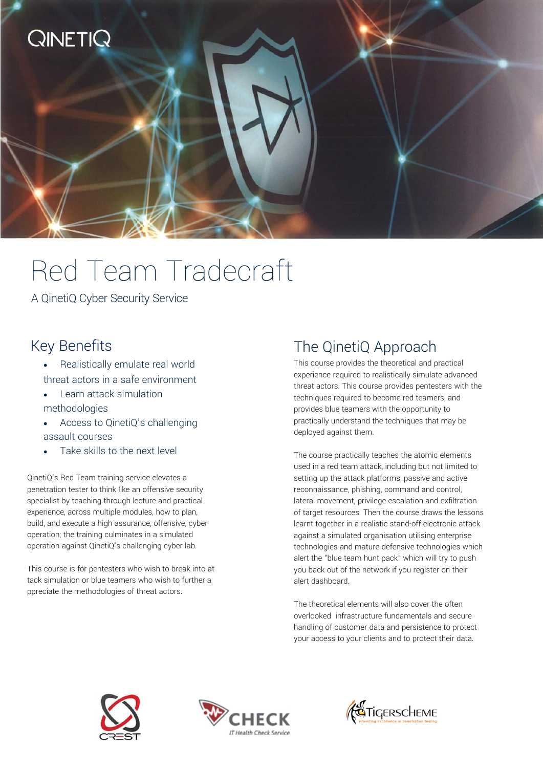# Red Team Tradecraft

A QinetiQ Cyber Security Service

## Key Benefits

- Realistically emulate real world threat actors in a safe environment
- Learn attack simulation methodologies
- Access to QinetiQ's challenging assault courses
- Take skills to the next level

QinetiQ's Red Team training service elevates a penetration tester to think like an offensive security specialist by teaching through lecture and practical experience, across multiple modules, how to plan, build, and execute a high assurance, offensive, cyber operation; the training culminates in a simulated operation against QinetiQ's challenging cyber lab.

This course is for pentesters who wish to break into at tack simulation or blue teamers who wish to further a ppreciate the methodologies of threat actors.

## The QinetiQ Approach

This course provides the theoretical and practical experience required to realistically simulate advanced threat actors. This course provides pentesters with the techniques required to become red teamers, and provides blue teamers with the opportunity to practically understand the techniques that may be deployed against them.

The course practically teaches the atomic elements used in a red team attack, including but not limited to setting up the attack platforms, passive and active reconnaissance, phishing, command and control, lateral movement, privilege escalation and exfiltration of target resources. Then the course draws the lessons learnt together in a realistic stand-off electronic attack against a simulated organisation utilising enterprise technologies and mature defensive technologies which alert the "blue team hunt pack" which will try to push you back out of the network if you register on their alert dashboard.

The theoretical elements will also cover the often overlooked infrastructure fundamentals and secure handling of customer data and persistence to protect your access to your clients and to protect their data.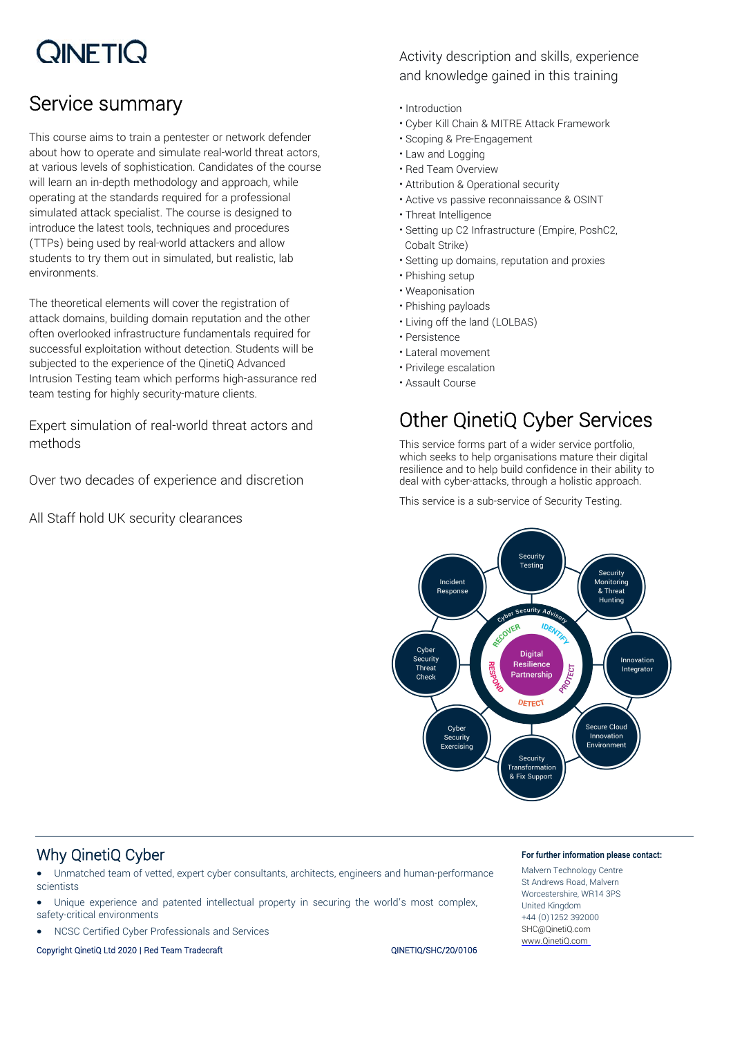QINETIQ

## Service summary

This course aims to train a pentester or network defender about how to operate and simulate real-world threat actors, at various levels of sophistication. Candidates of the course will learn an in-depth methodology and approach, while operating at the standards required for a professional simulated attack specialist. The course is designed to introduce the latest tools, techniques and procedures (TTPs) being used by real-world attackers and allow students to try them out in simulated, but realistic, lab environments.

The theoretical elements will cover the registration of attack domains, building domain reputation and the other often overlooked infrastructure fundamentals required for successful exploitation without detection. Students will be subjected to the experience of the QinetiQ Advanced Intrusion Testing team which performs high-assurance red team testing for highly security-mature clients.

Expert simulation of real-world threat actors and methods

Over two decades of experience and discretion

All Staff hold UK security clearances

### Activity description and skills, experience and knowledge gained in this training

- Introduction
- Cyber Kill Chain & MITRE Attack Framework
- Scoping & Pre-Engagement
- Law and Logging
- Red Team Overview
- Attribution & Operational security
- Active vs passive reconnaissance & OSINT
- Threat Intelligence
- Setting up C2 Infrastructure (Empire, PoshC2, Cobalt Strike)
- Setting up domains, reputation and proxies
- Phishing setup
- Weaponisation
- Phishing payloads
- Living off the land (LOLBAS)
- Persistence
- Lateral movement
- Privilege escalation
- Assault Course

## Other QinetiQ Cyber Services

This service forms part of a wider service portfolio, which seeks to help organisations mature their digital resilience and to help build confidence in their ability to deal with cyber-attacks, through a holistic approach.

This service is a sub-service of Security Testing.

Security Testing
Security Monitoring & Threat Hunting
Innovation Integrator
Secure Cloud Innovation Environment
Security Transformation & Fix Support
Cyber Security Exercising
Cyber Security Threat Check
Incident Response
Cyber Security Advisory
IDENTIFY
PROTECT
DETECT
RESPOND
RECOVER
Digital Resilience Partnership

## Why QinetiQ Cyber

- Unmatched team of vetted, expert cyber consultants, architects, engineers and human-performance scientists
- Unique experience and patented intellectual property in securing the world's most complex, safety-critical environments
- NCSC Certified Cyber Professionals and Services

**For further information please contact:**

Malvern Technology Centre
St Andrews Road, Malvern
Worcestershire, WR14 3PS
United Kingdom
+44 (0)1252 392000
SHC@QinetiQ.com
www.QinetiQ.com

Copyright QinetiQ Ltd 2020 | Red Team Tradecraft

QINETIQ/SHC/20/0106